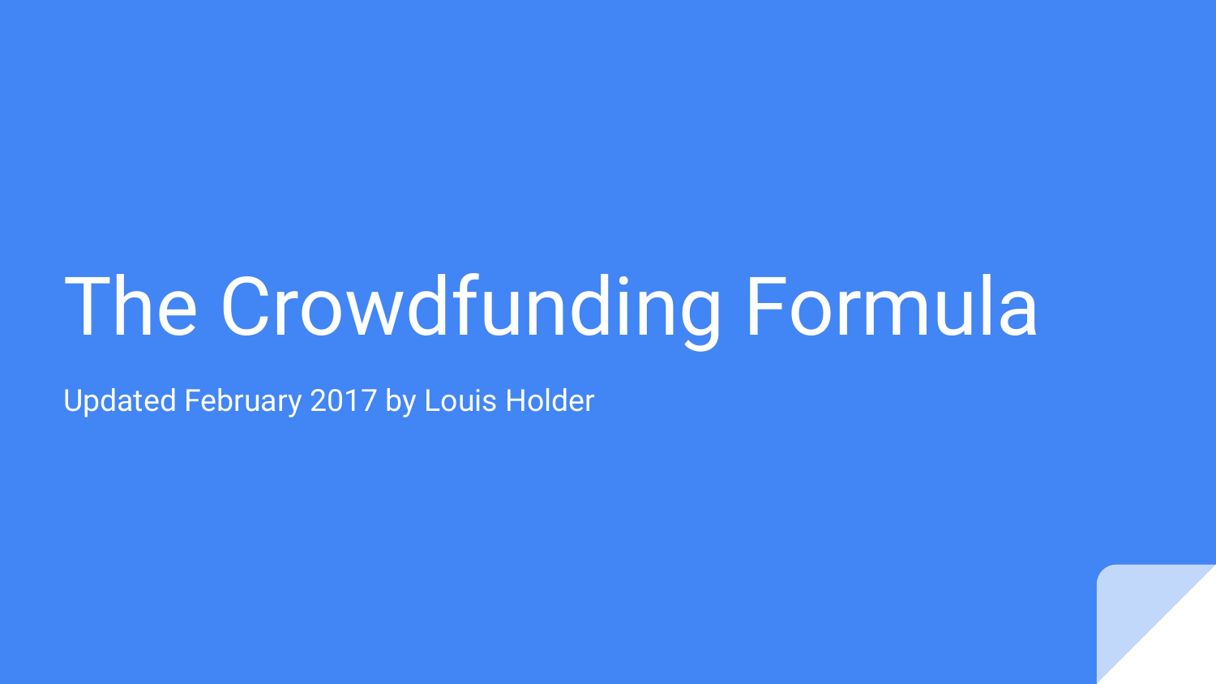# The Crowdfunding Formula

Updated February 2017 by Louis Holder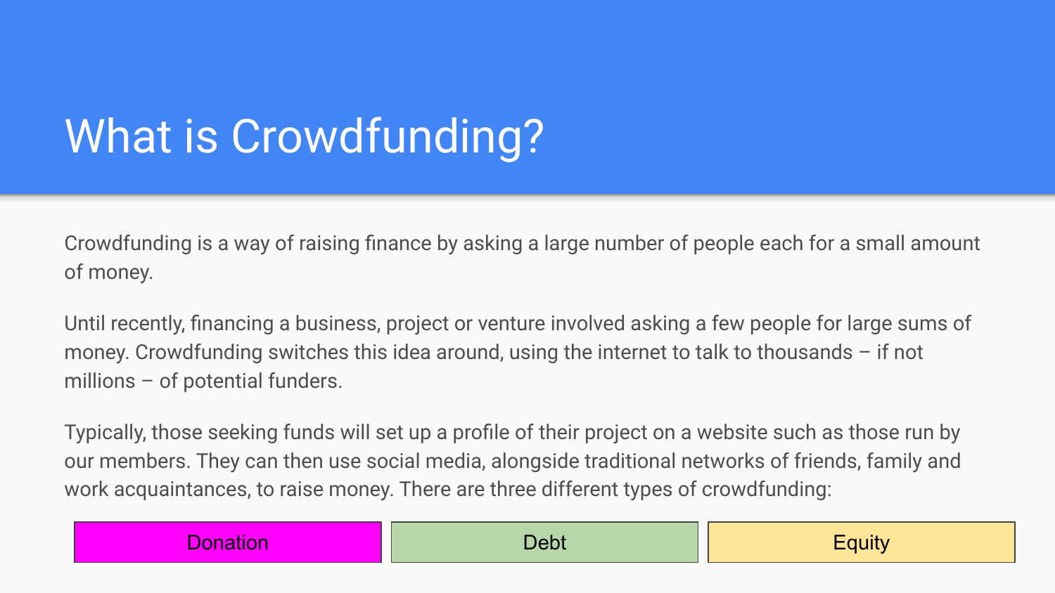# What is Crowdfunding?

Crowdfunding is a way of raising finance by asking a large number of people each for a small amount of money.

Until recently, financing a business, project or venture involved asking a few people for large sums of money. Crowdfunding switches this idea around, using the internet to talk to thousands – if not millions – of potential funders.

Typically, those seeking funds will set up a profile of their project on a website such as those run by our members. They can then use social media, alongside traditional networks of friends, family and work acquaintances, to raise money. There are three different types of crowdfunding:

| Donation | Debt | Equity |
| --- | --- | --- |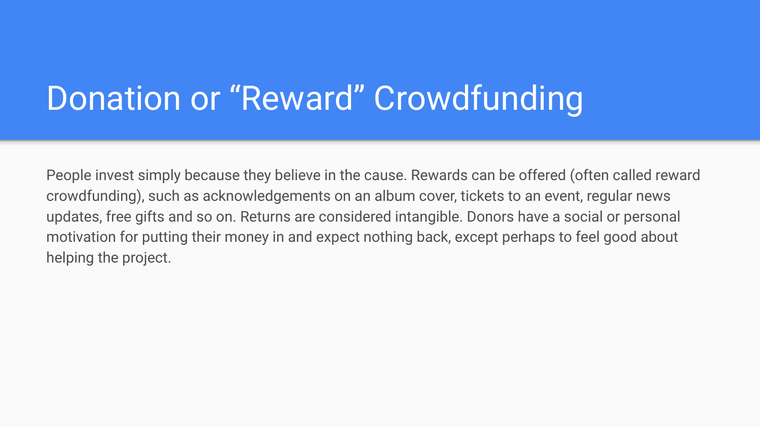# Donation or “Reward” Crowdfunding

People invest simply because they believe in the cause. Rewards can be offered (often called reward crowdfunding), such as acknowledgements on an album cover, tickets to an event, regular news updates, free gifts and so on. Returns are considered intangible. Donors have a social or personal motivation for putting their money in and expect nothing back, except perhaps to feel good about helping the project.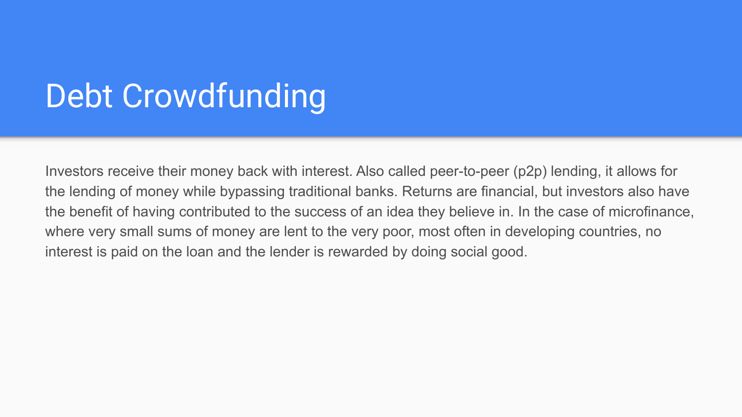# Debt Crowdfunding

Investors receive their money back with interest. Also called peer-to-peer (p2p) lending, it allows for the lending of money while bypassing traditional banks. Returns are financial, but investors also have the benefit of having contributed to the success of an idea they believe in. In the case of microfinance, where very small sums of money are lent to the very poor, most often in developing countries, no interest is paid on the loan and the lender is rewarded by doing social good.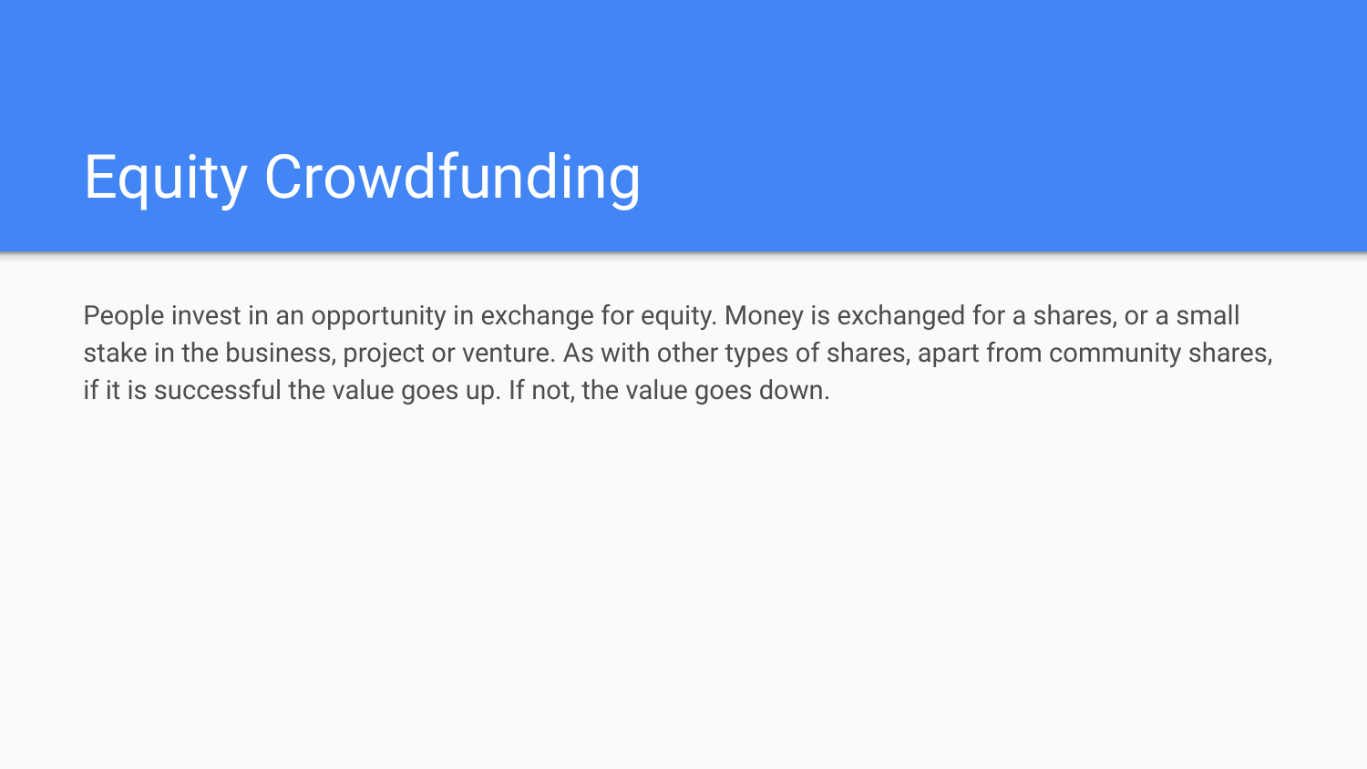# Equity Crowdfunding

People invest in an opportunity in exchange for equity. Money is exchanged for a shares, or a small stake in the business, project or venture. As with other types of shares, apart from community shares, if it is successful the value goes up. If not, the value goes down.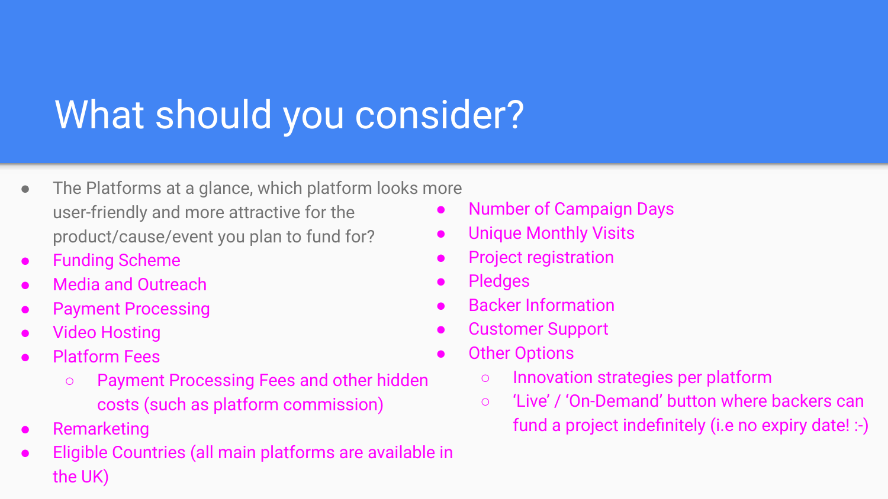# What should you consider?

- The Platforms at a glance, which platform looks more user-friendly and more attractive for the product/cause/event you plan to fund for?
- Funding Scheme
- Media and Outreach
- Payment Processing
- Video Hosting
- Platform Fees
  - Payment Processing Fees and other hidden costs (such as platform commission)
- Remarketing
- Eligible Countries (all main platforms are available in the UK)
- Number of Campaign Days
- Unique Monthly Visits
- Project registration
- Pledges
- Backer Information
- Customer Support
- Other Options
  - Innovation strategies per platform
  - 'Live' / 'On-Demand' button where backers can fund a project indefinitely (i.e no expiry date! :-)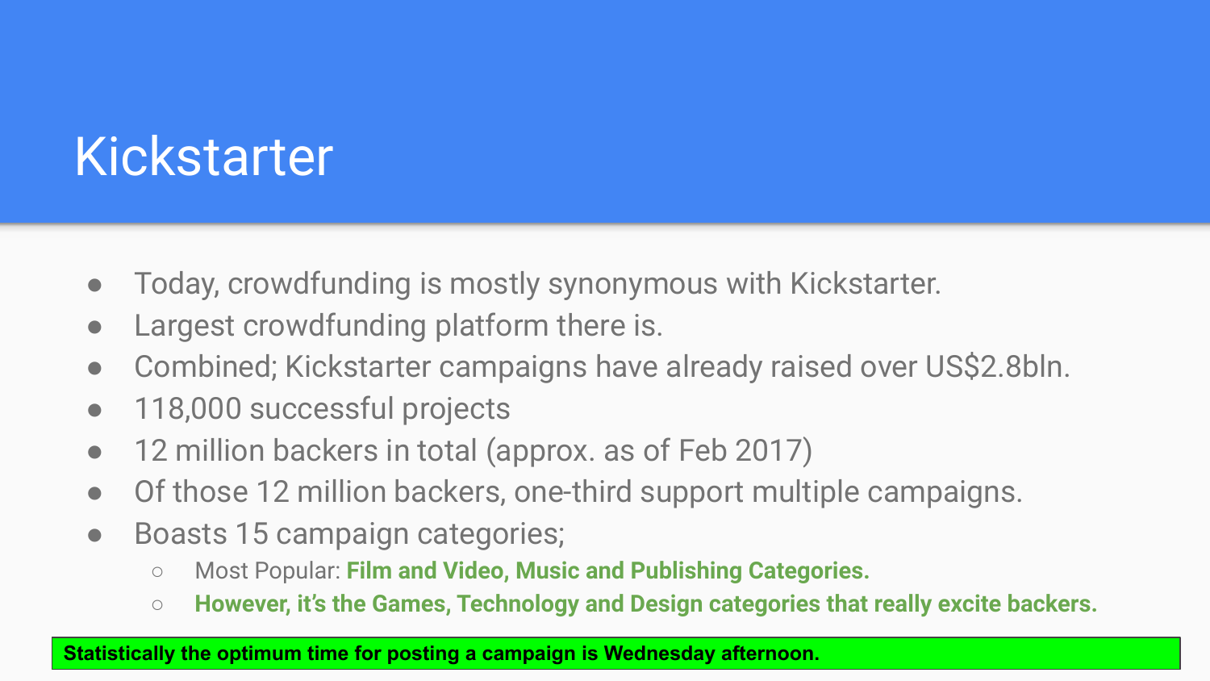# Kickstarter

- Today, crowdfunding is mostly synonymous with Kickstarter.
- Largest crowdfunding platform there is.
- Combined; Kickstarter campaigns have already raised over US$2.8bln.
- 118,000 successful projects
- 12 million backers in total (approx. as of Feb 2017)
- Of those 12 million backers, one-third support multiple campaigns.
- Boasts 15 campaign categories;
  - Most Popular: **Film and Video, Music and Publishing Categories.**
  - **However, it's the Games, Technology and Design categories that really excite backers.**

**Statistically the optimum time for posting a campaign is Wednesday afternoon.**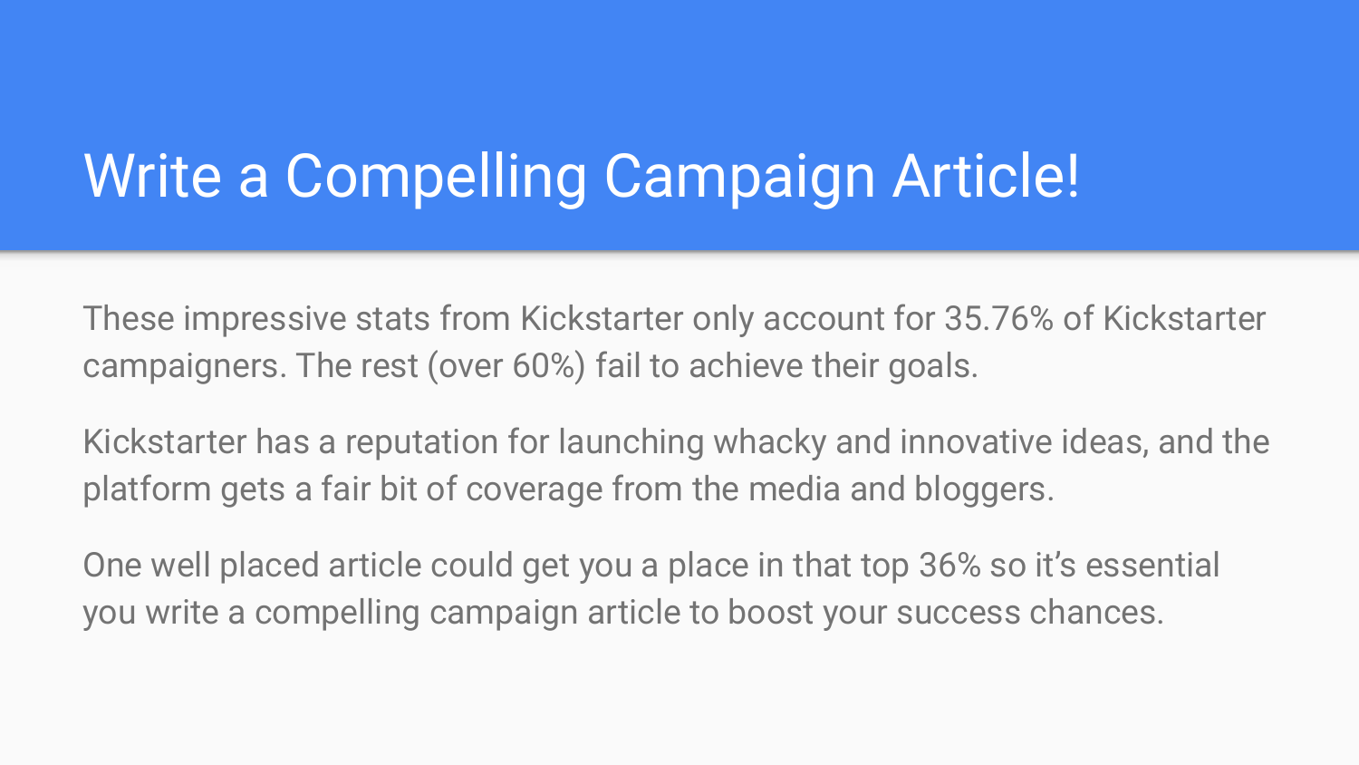# Write a Compelling Campaign Article!

These impressive stats from Kickstarter only account for 35.76% of Kickstarter campaigners. The rest (over 60%) fail to achieve their goals.

Kickstarter has a reputation for launching whacky and innovative ideas, and the platform gets a fair bit of coverage from the media and bloggers.

One well placed article could get you a place in that top 36% so it's essential you write a compelling campaign article to boost your success chances.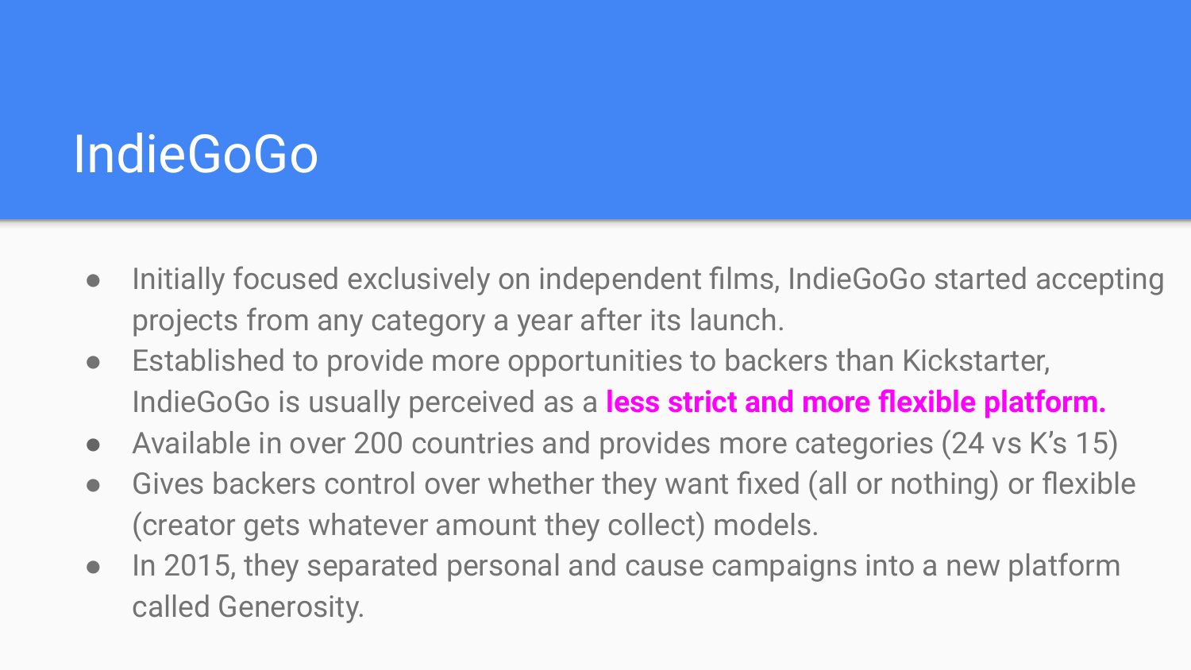# IndieGoGo

- Initially focused exclusively on independent films, IndieGoGo started accepting projects from any category a year after its launch.
- Established to provide more opportunities to backers than Kickstarter, IndieGoGo is usually perceived as a **less strict and more flexible platform.**
- Available in over 200 countries and provides more categories (24 vs K's 15)
- Gives backers control over whether they want fixed (all or nothing) or flexible (creator gets whatever amount they collect) models.
- In 2015, they separated personal and cause campaigns into a new platform called Generosity.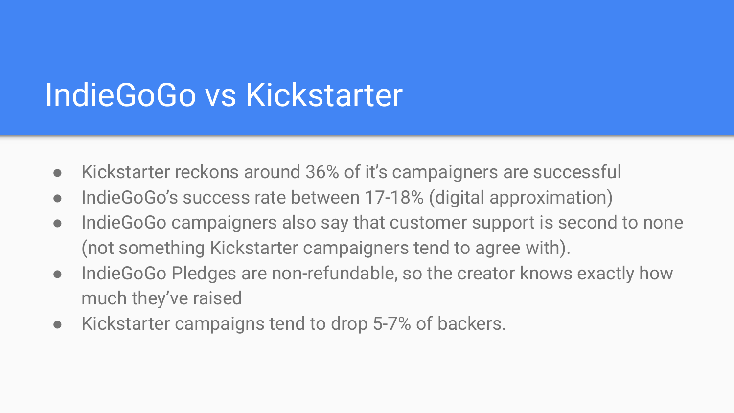# IndieGoGo vs Kickstarter

- Kickstarter reckons around 36% of it's campaigners are successful
- IndieGoGo's success rate between 17-18% (digital approximation)
- IndieGoGo campaigners also say that customer support is second to none (not something Kickstarter campaigners tend to agree with).
- IndieGoGo Pledges are non-refundable, so the creator knows exactly how much they've raised
- Kickstarter campaigns tend to drop 5-7% of backers.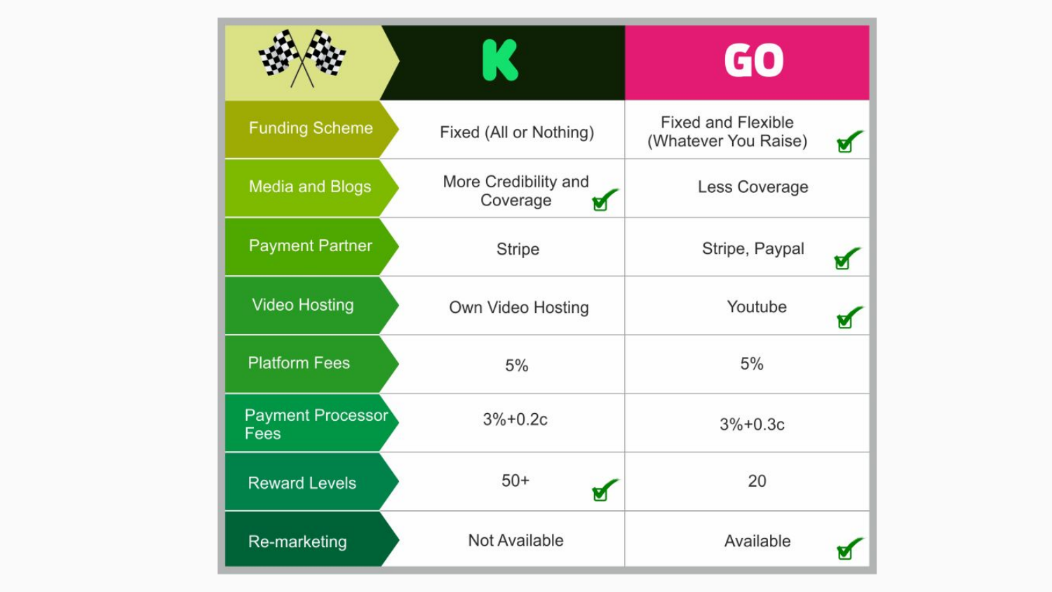| | K | GO |
|---|---|---|
| Funding Scheme | Fixed (All or Nothing) | Fixed and Flexible (Whatever You Raise) ✓ |
| Media and Blogs | More Credibility and Coverage ✓ | Less Coverage |
| Payment Partner | Stripe | Stripe, Paypal ✓ |
| Video Hosting | Own Video Hosting | Youtube ✓ |
| Platform Fees | 5% | 5% |
| Payment Processor Fees | 3%+0.2c | 3%+0.3c |
| Reward Levels | 50+ ✓ | 20 |
| Re-marketing | Not Available | Available ✓ |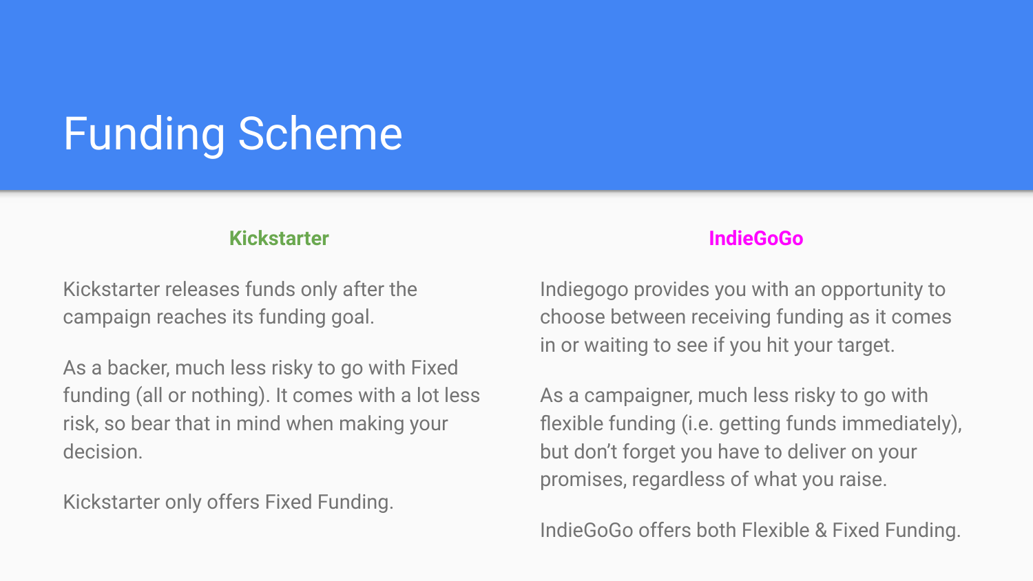# Funding Scheme

### Kickstarter

Kickstarter releases funds only after the campaign reaches its funding goal.

As a backer, much less risky to go with Fixed funding (all or nothing). It comes with a lot less risk, so bear that in mind when making your decision.

Kickstarter only offers Fixed Funding.

### IndieGoGo

Indiegogo provides you with an opportunity to choose between receiving funding as it comes in or waiting to see if you hit your target.

As a campaigner, much less risky to go with flexible funding (i.e. getting funds immediately), but don't forget you have to deliver on your promises, regardless of what you raise.

IndieGoGo offers both Flexible & Fixed Funding.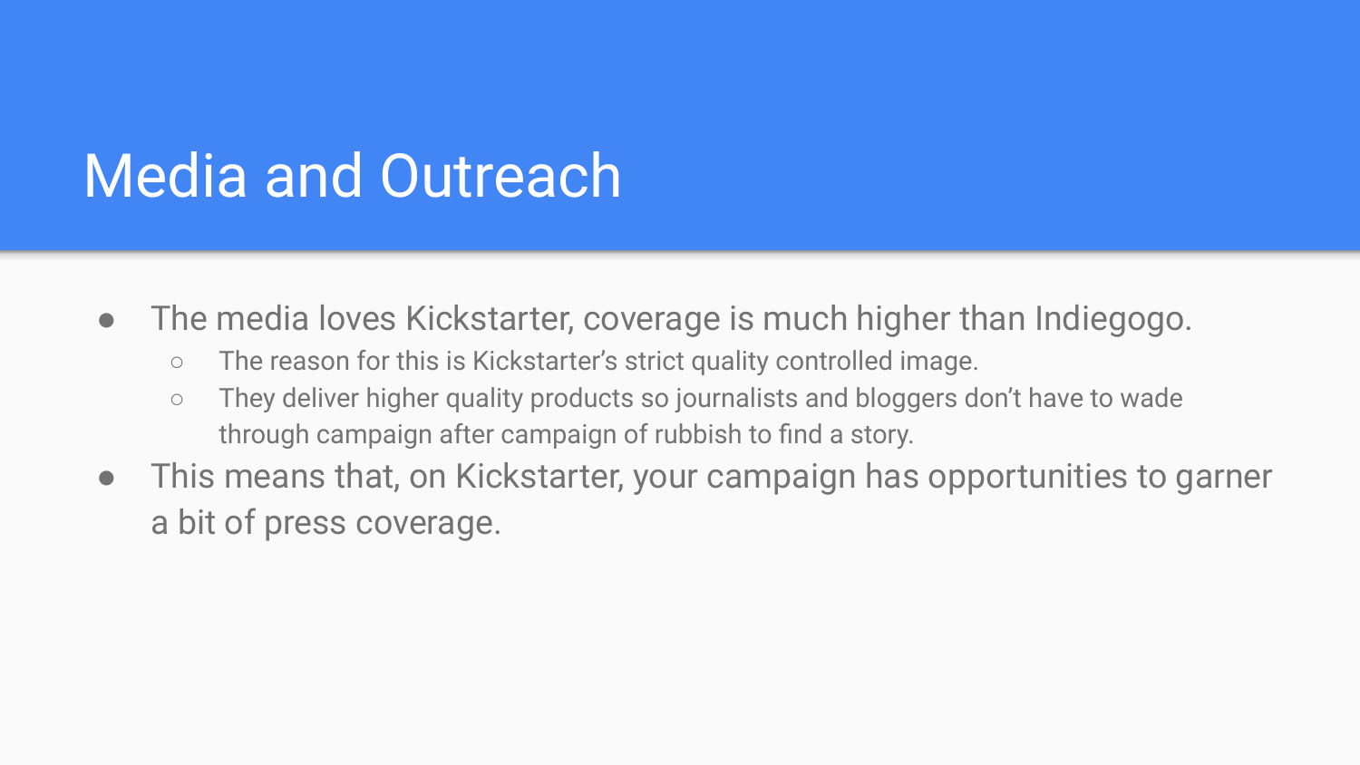# Media and Outreach

- The media loves Kickstarter, coverage is much higher than Indiegogo.
  - The reason for this is Kickstarter's strict quality controlled image.
  - They deliver higher quality products so journalists and bloggers don't have to wade through campaign after campaign of rubbish to find a story.
- This means that, on Kickstarter, your campaign has opportunities to garner a bit of press coverage.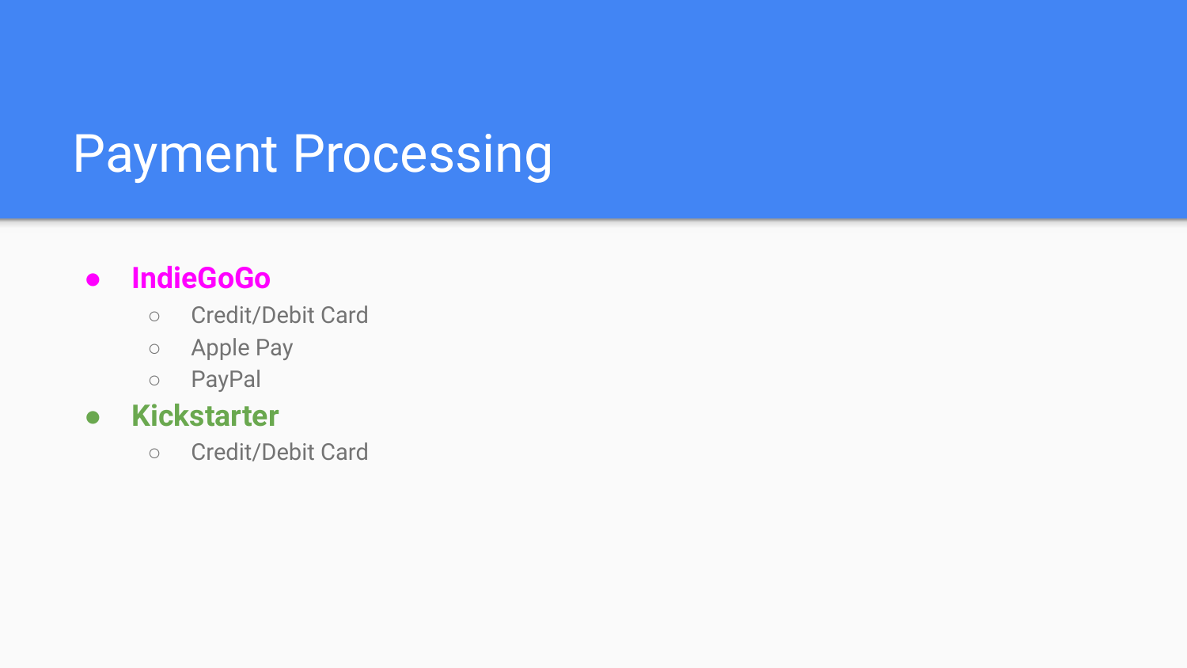# Payment Processing

- **IndieGoGo**
  - Credit/Debit Card
  - Apple Pay
  - PayPal
- **Kickstarter**
  - Credit/Debit Card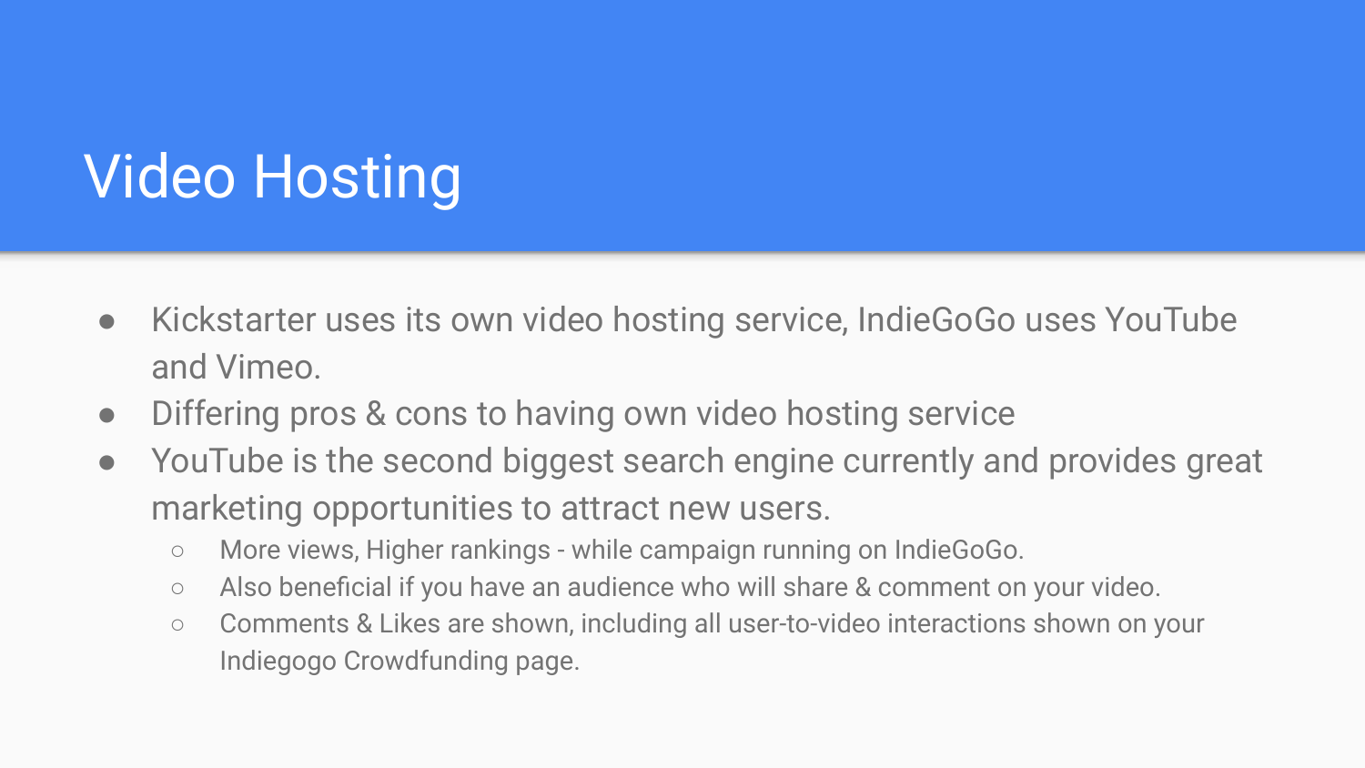# Video Hosting

- Kickstarter uses its own video hosting service, IndieGoGo uses YouTube and Vimeo.
- Differing pros & cons to having own video hosting service
- YouTube is the second biggest search engine currently and provides great marketing opportunities to attract new users.
  - More views, Higher rankings - while campaign running on IndieGoGo.
  - Also beneficial if you have an audience who will share & comment on your video.
  - Comments & Likes are shown, including all user-to-video interactions shown on your Indiegogo Crowdfunding page.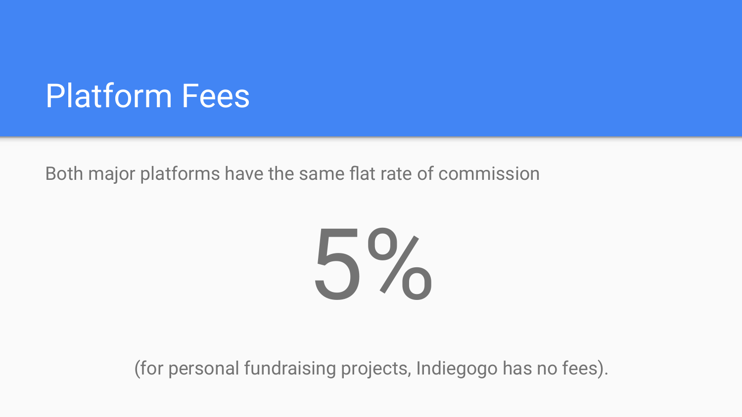# Platform Fees

Both major platforms have the same flat rate of commission

5%

(for personal fundraising projects, Indiegogo has no fees).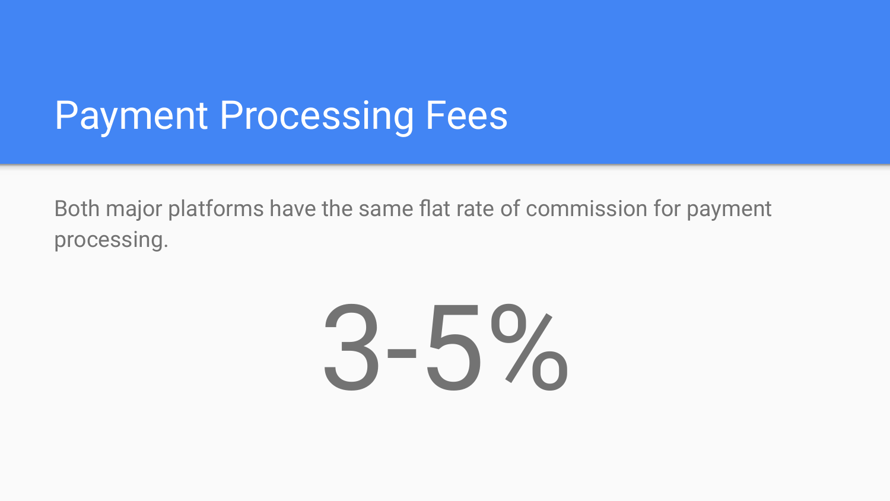# Payment Processing Fees

Both major platforms have the same flat rate of commission for payment processing.

**3-5%**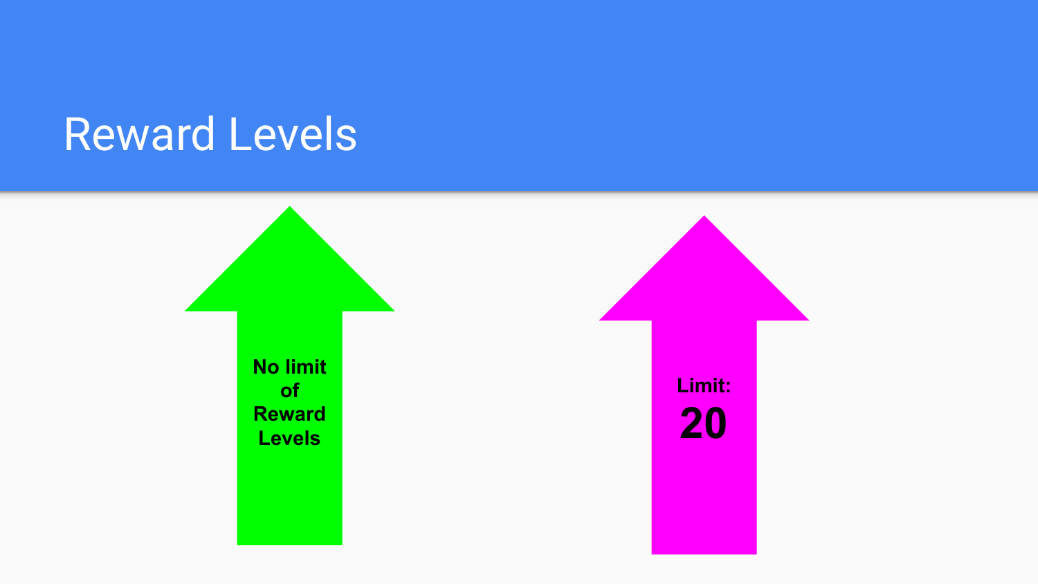# Reward Levels

**No limit of Reward Levels**

**Limit: 20**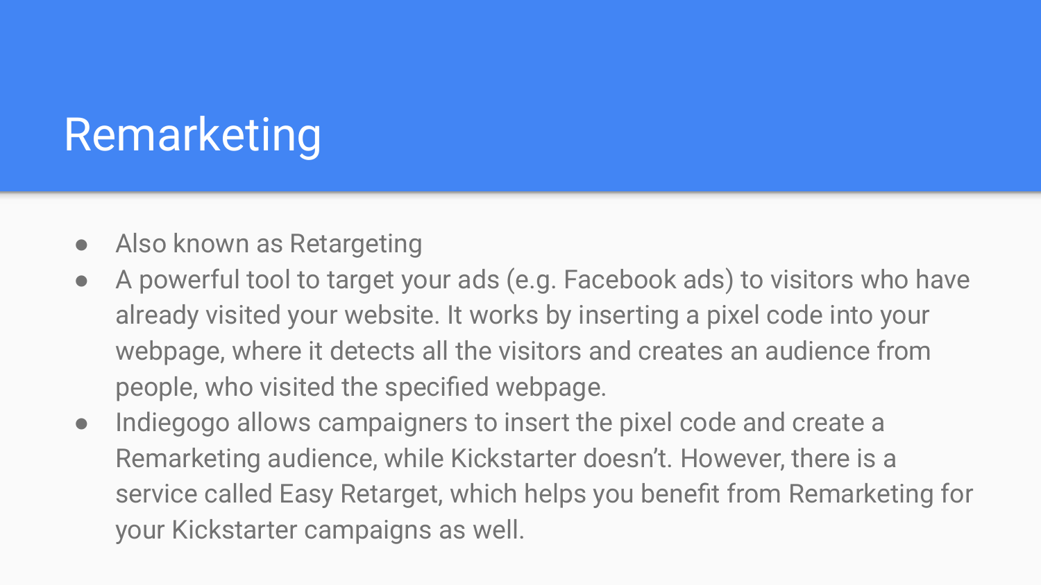# Remarketing

- Also known as Retargeting
- A powerful tool to target your ads (e.g. Facebook ads) to visitors who have already visited your website. It works by inserting a pixel code into your webpage, where it detects all the visitors and creates an audience from people, who visited the specified webpage.
- Indiegogo allows campaigners to insert the pixel code and create a Remarketing audience, while Kickstarter doesn't. However, there is a service called Easy Retarget, which helps you benefit from Remarketing for your Kickstarter campaigns as well.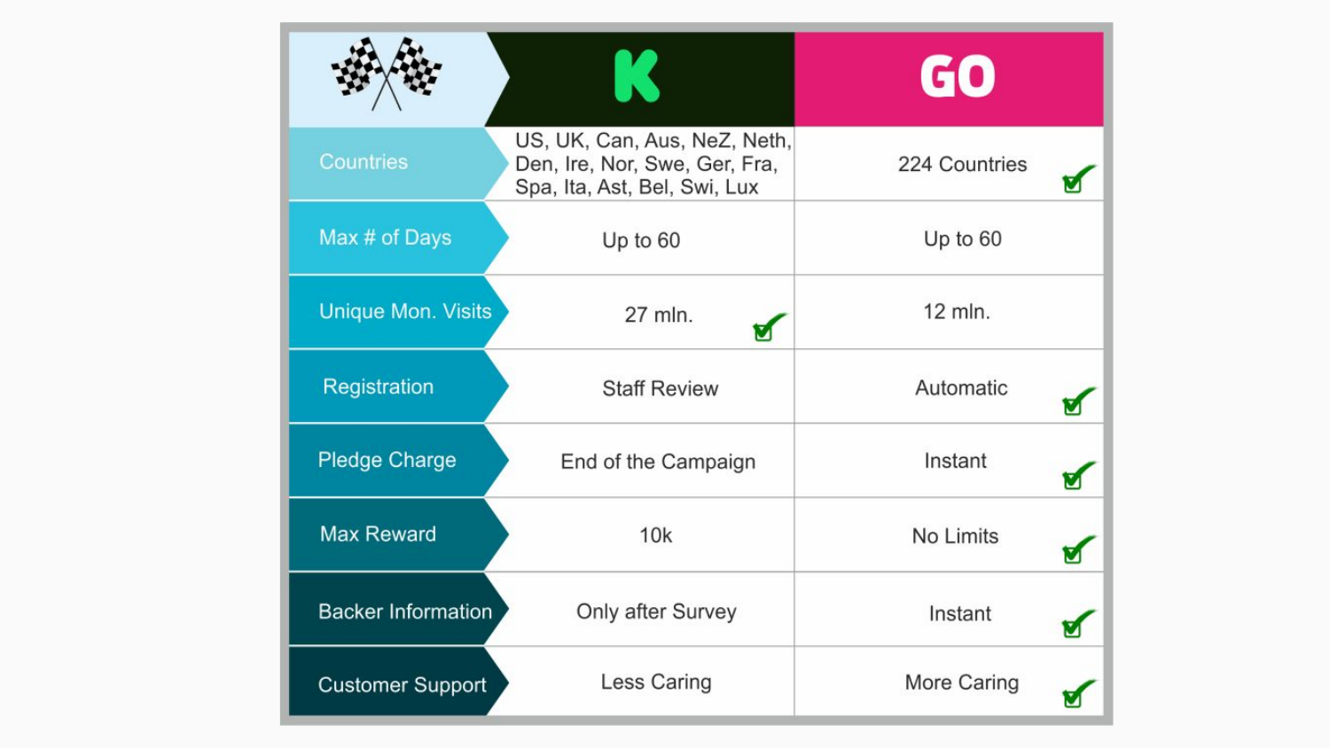| | K | GO |
|---|---|---|
| Countries | US, UK, Can, Aus, NeZ, Neth, Den, Ire, Nor, Swe, Ger, Fra, Spa, Ita, Ast, Bel, Swi, Lux | 224 Countries ✔ |
| Max # of Days | Up to 60 | Up to 60 |
| Unique Mon. Visits | 27 mln. ✔ | 12 mln. |
| Registration | Staff Review | Automatic ✔ |
| Pledge Charge | End of the Campaign | Instant ✔ |
| Max Reward | 10k | No Limits ✔ |
| Backer Information | Only after Survey | Instant ✔ |
| Customer Support | Less Caring | More Caring ✔ |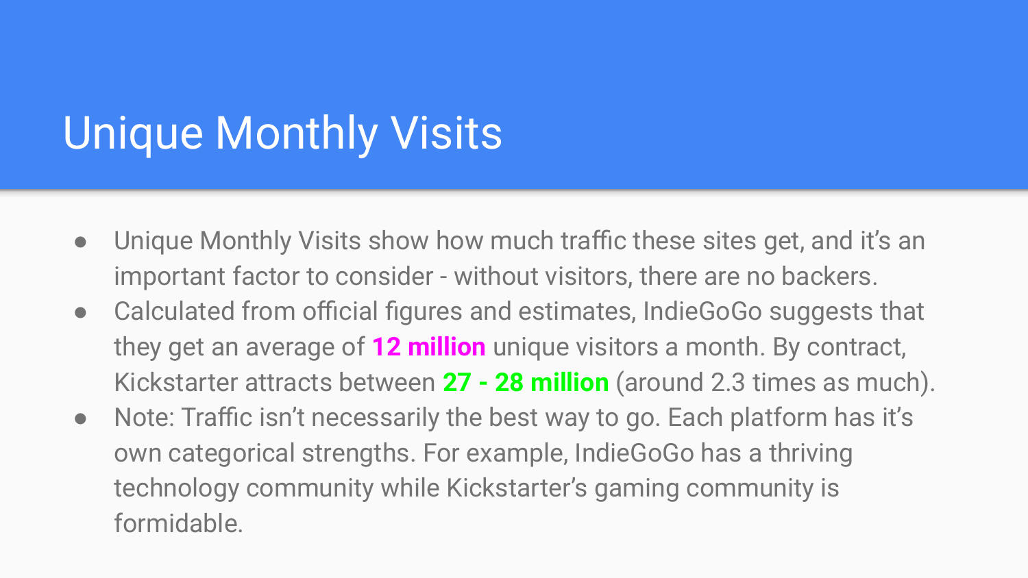# Unique Monthly Visits

- Unique Monthly Visits show how much traffic these sites get, and it's an important factor to consider - without visitors, there are no backers.
- Calculated from official figures and estimates, IndieGoGo suggests that they get an average of **12 million** unique visitors a month. By contract, Kickstarter attracts between **27 - 28 million** (around 2.3 times as much).
- Note: Traffic isn't necessarily the best way to go. Each platform has it's own categorical strengths. For example, IndieGoGo has a thriving technology community while Kickstarter's gaming community is formidable.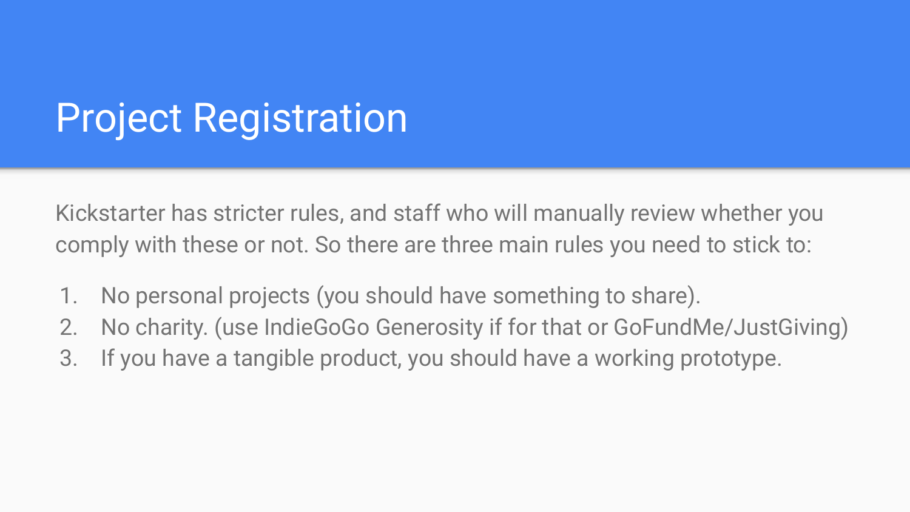# Project Registration

Kickstarter has stricter rules, and staff who will manually review whether you comply with these or not. So there are three main rules you need to stick to:

1. No personal projects (you should have something to share).
2. No charity. (use IndieGoGo Generosity if for that or GoFundMe/JustGiving)
3. If you have a tangible product, you should have a working prototype.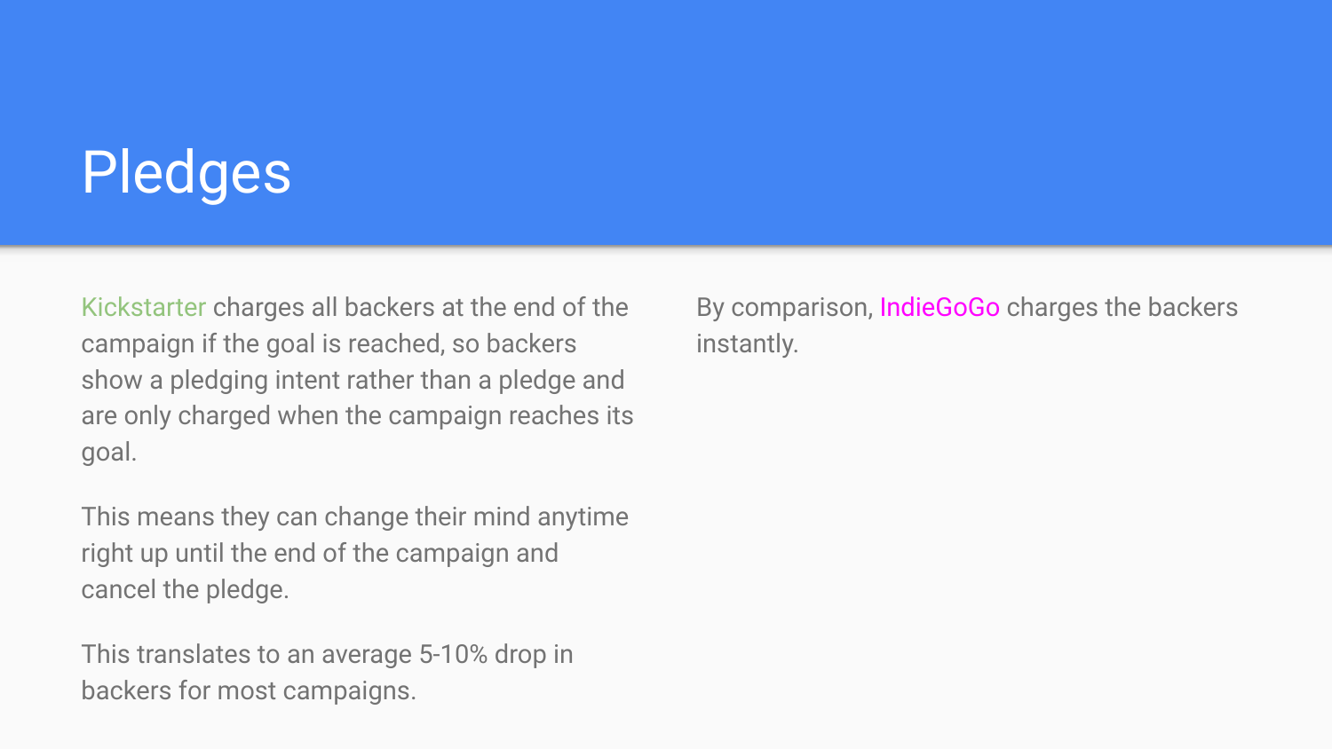# Pledges

Kickstarter charges all backers at the end of the campaign if the goal is reached, so backers show a pledging intent rather than a pledge and are only charged when the campaign reaches its goal.

This means they can change their mind anytime right up until the end of the campaign and cancel the pledge.

This translates to an average 5-10% drop in backers for most campaigns.

By comparison, IndieGoGo charges the backers instantly.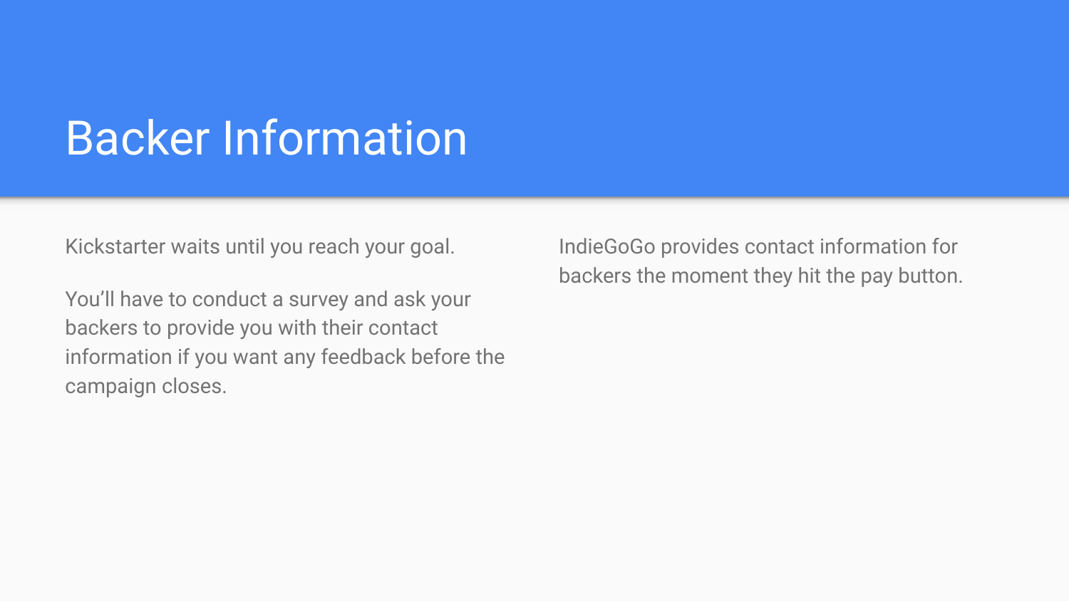# Backer Information

Kickstarter waits until you reach your goal.

You'll have to conduct a survey and ask your backers to provide you with their contact information if you want any feedback before the campaign closes.

IndieGoGo provides contact information for backers the moment they hit the pay button.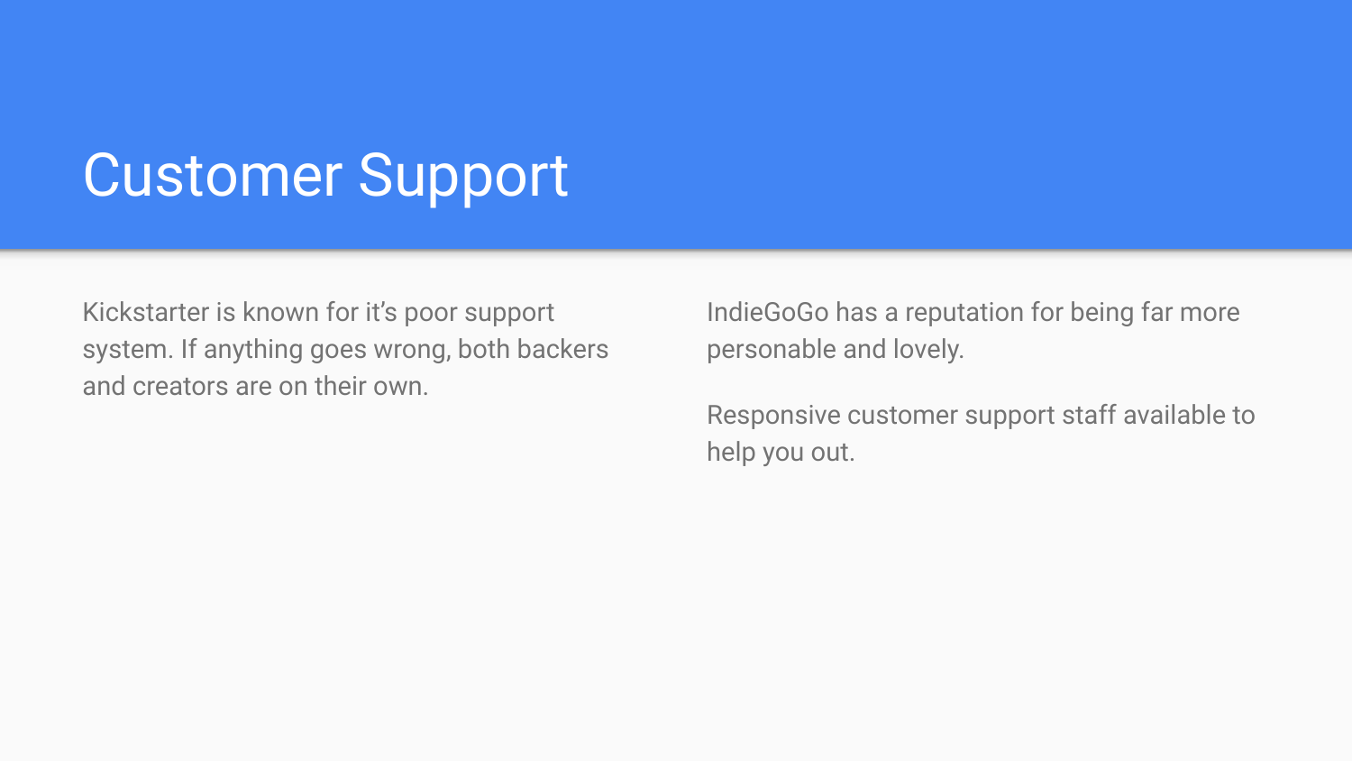# Customer Support

Kickstarter is known for it's poor support system. If anything goes wrong, both backers and creators are on their own.

IndieGoGo has a reputation for being far more personable and lovely.

Responsive customer support staff available to help you out.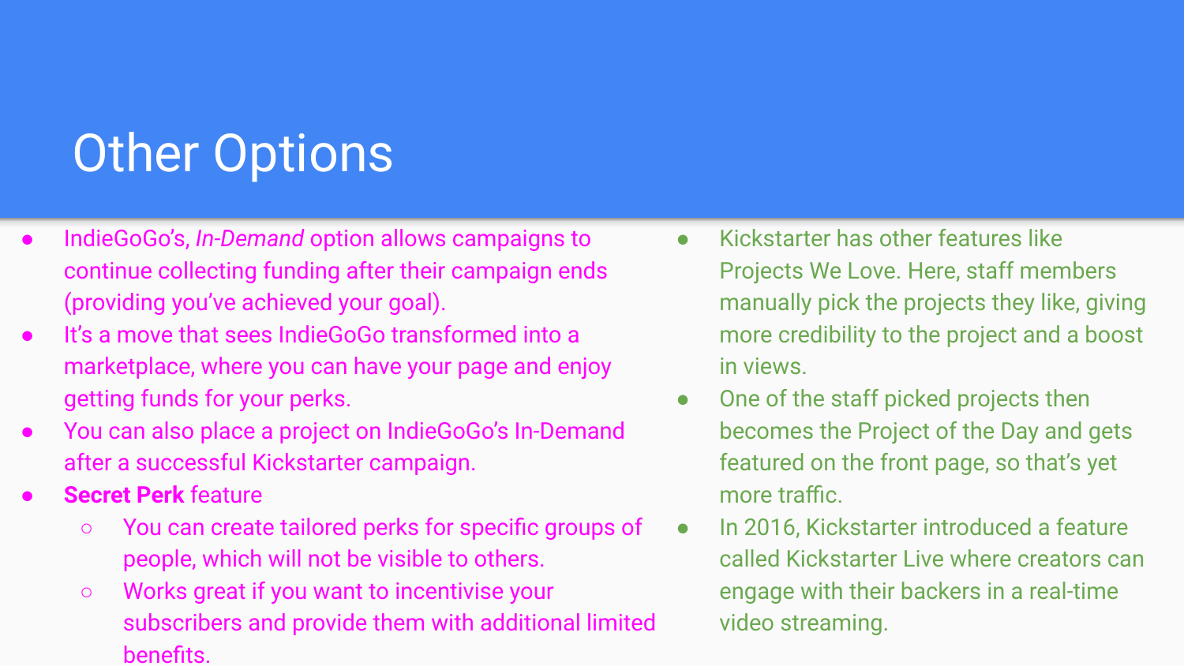# Other Options

- IndieGoGo's, *In-Demand* option allows campaigns to continue collecting funding after their campaign ends (providing you've achieved your goal).
- It's a move that sees IndieGoGo transformed into a marketplace, where you can have your page and enjoy getting funds for your perks.
- You can also place a project on IndieGoGo's In-Demand after a successful Kickstarter campaign.
- **Secret Perk** feature
  - You can create tailored perks for specific groups of people, which will not be visible to others.
  - Works great if you want to incentivise your subscribers and provide them with additional limited benefits.

- Kickstarter has other features like Projects We Love. Here, staff members manually pick the projects they like, giving more credibility to the project and a boost in views.
- One of the staff picked projects then becomes the Project of the Day and gets featured on the front page, so that's yet more traffic.
- In 2016, Kickstarter introduced a feature called Kickstarter Live where creators can engage with their backers in a real-time video streaming.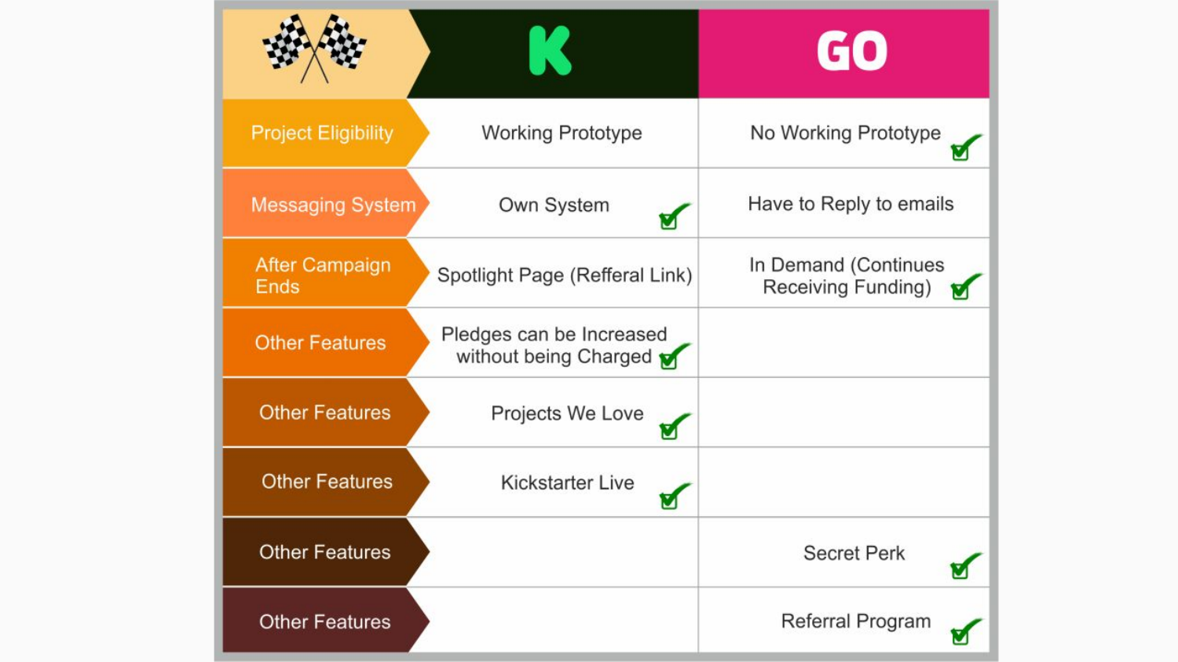| | K | GO |
|---|---|---|
| Project Eligibility | Working Prototype | No Working Prototype ✔ |
| Messaging System | Own System ✔ | Have to Reply to emails |
| After Campaign Ends | Spotlight Page (Refferal Link) | In Demand (Continues Receiving Funding) ✔ |
| Other Features | Pledges can be Increased without being Charged ✔ | |
| Other Features | Projects We Love ✔ | |
| Other Features | Kickstarter Live ✔ | |
| Other Features | | Secret Perk ✔ |
| Other Features | | Referral Program ✔ |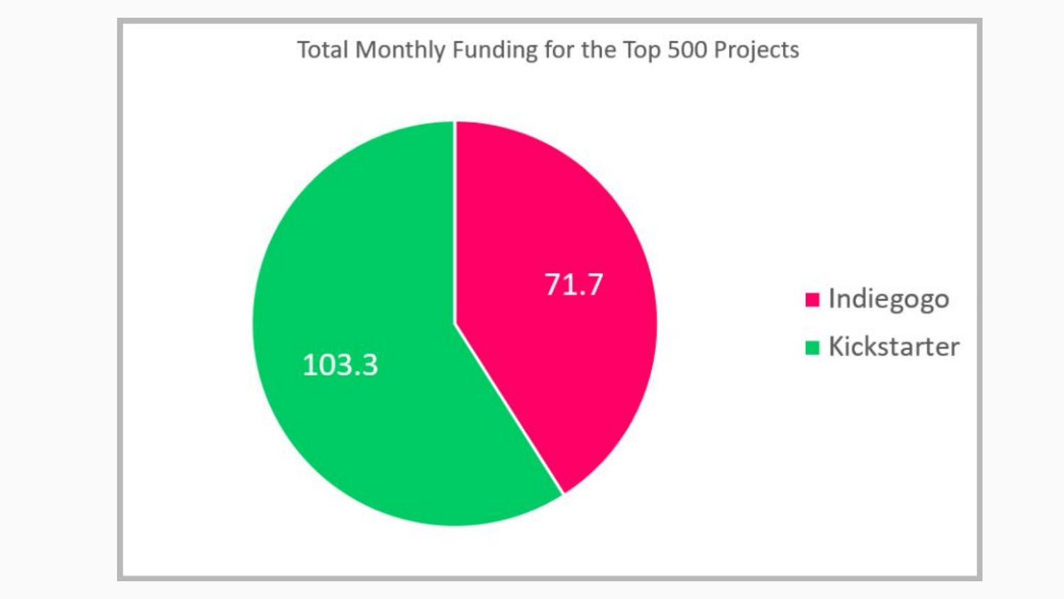Total Monthly Funding for the Top 500 Projects

| Platform | Total Monthly Funding |
| --- | --- |
| Indiegogo | 71.7 |
| Kickstarter | 103.3 |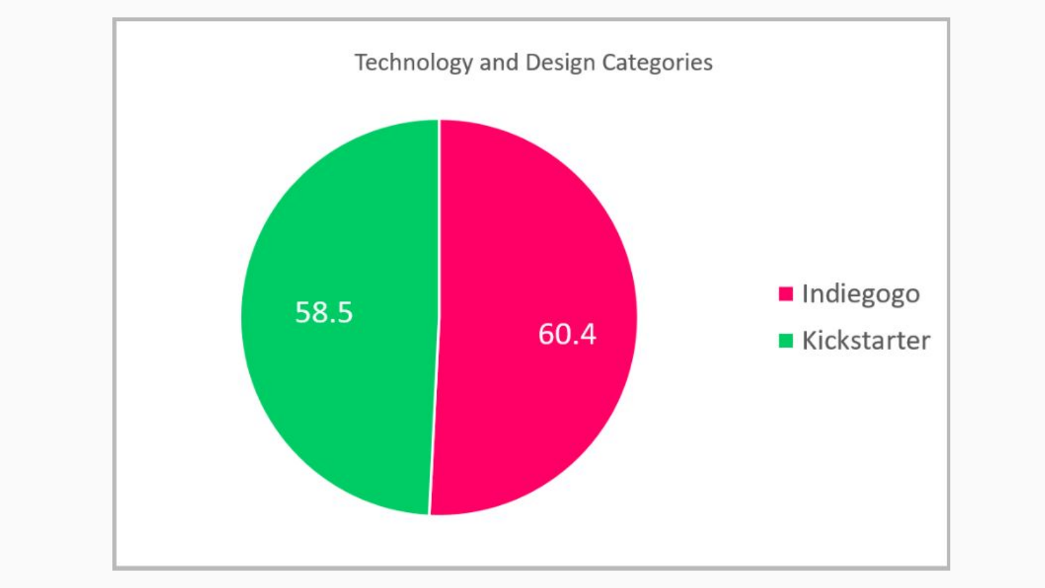Technology and Design Categories

| Platform | Value |
| --- | --- |
| Indiegogo | 60.4 |
| Kickstarter | 58.5 |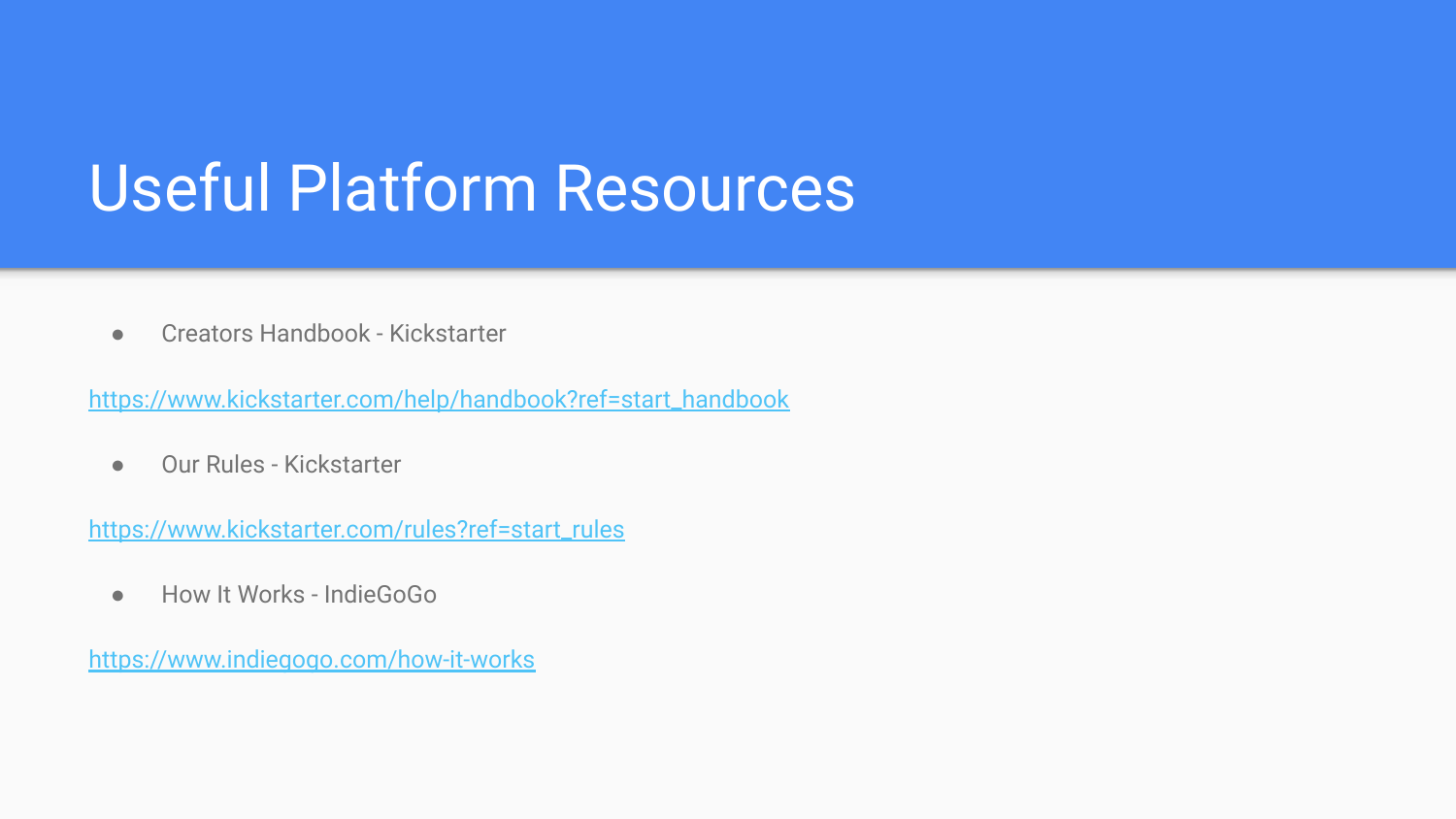# Useful Platform Resources

- Creators Handbook - Kickstarter

https://www.kickstarter.com/help/handbook?ref=start_handbook

- Our Rules - Kickstarter

https://www.kickstarter.com/rules?ref=start_rules

- How It Works - IndieGoGo

https://www.indiegogo.com/how-it-works